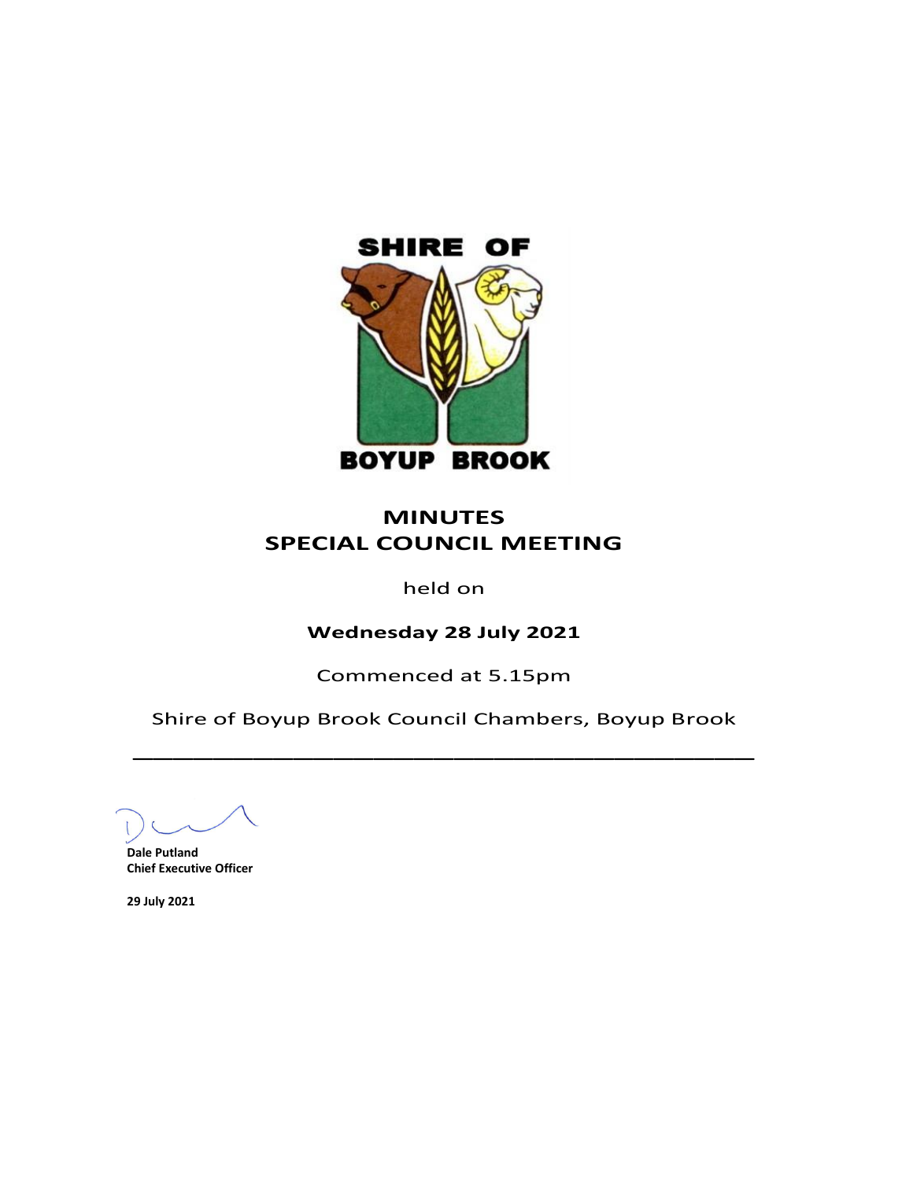SHIRE OF

BOYUP BROOK

# MINUTES
# SPECIAL COUNCIL MEETING

held on

**Wednesday 28 July 2021**

Commenced at 5.15pm

Shire of Boyup Brook Council Chambers, Boyup Brook

---

**Dale Putland**
**Chief Executive Officer**

**29 July 2021**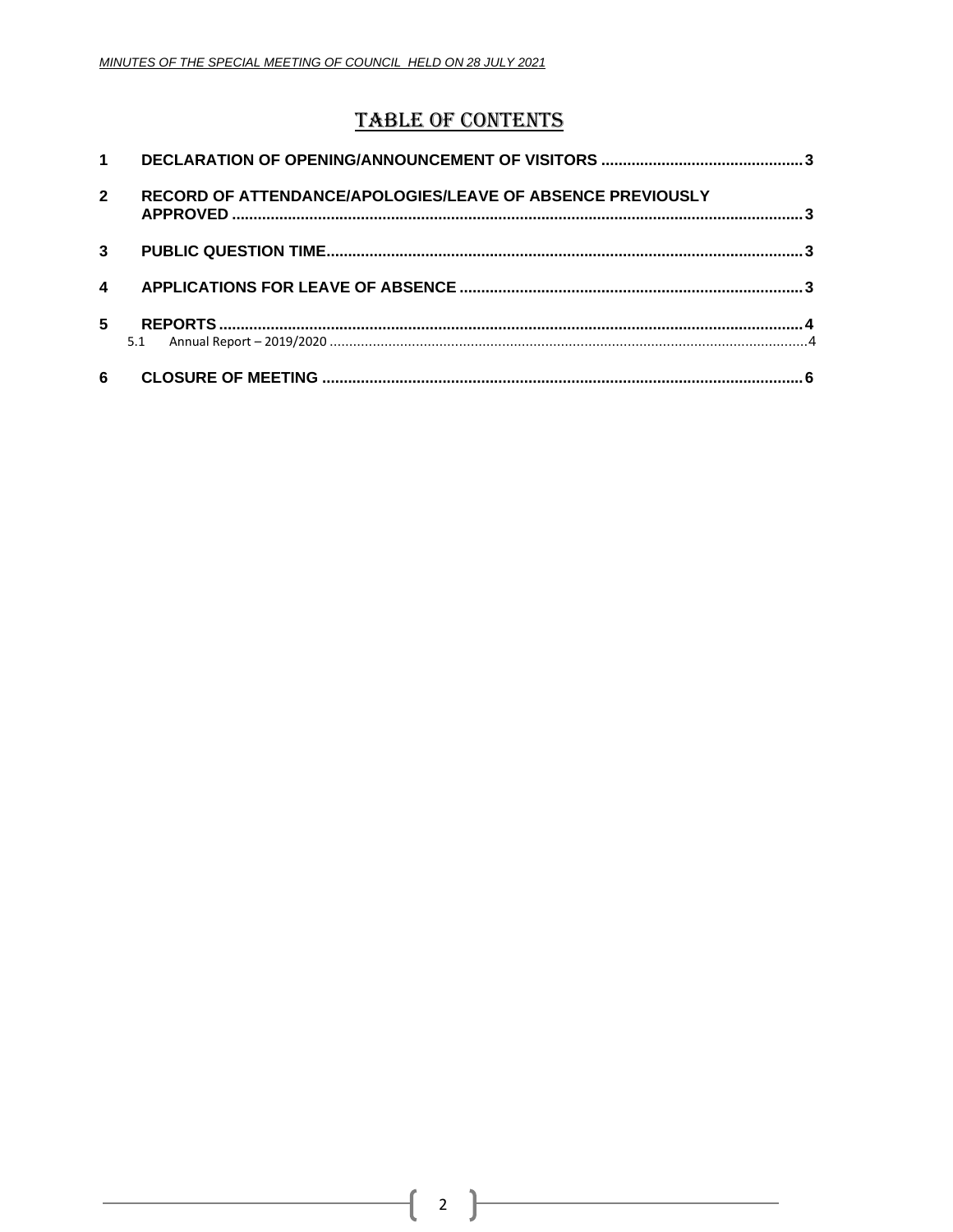# TABLE OF CONTENTS

| | | |
|---|---|---|
| **1** | **DECLARATION OF OPENING/ANNOUNCEMENT OF VISITORS** | **3** |
| **2** | **RECORD OF ATTENDANCE/APOLOGIES/LEAVE OF ABSENCE PREVIOUSLY APPROVED** | **3** |
| **3** | **PUBLIC QUESTION TIME** | **3** |
| **4** | **APPLICATIONS FOR LEAVE OF ABSENCE** | **3** |
| **5** | **REPORTS** | **4** |
| 5.1 | Annual Report – 2019/2020 | 4 |
| **6** | **CLOSURE OF MEETING** | **6** |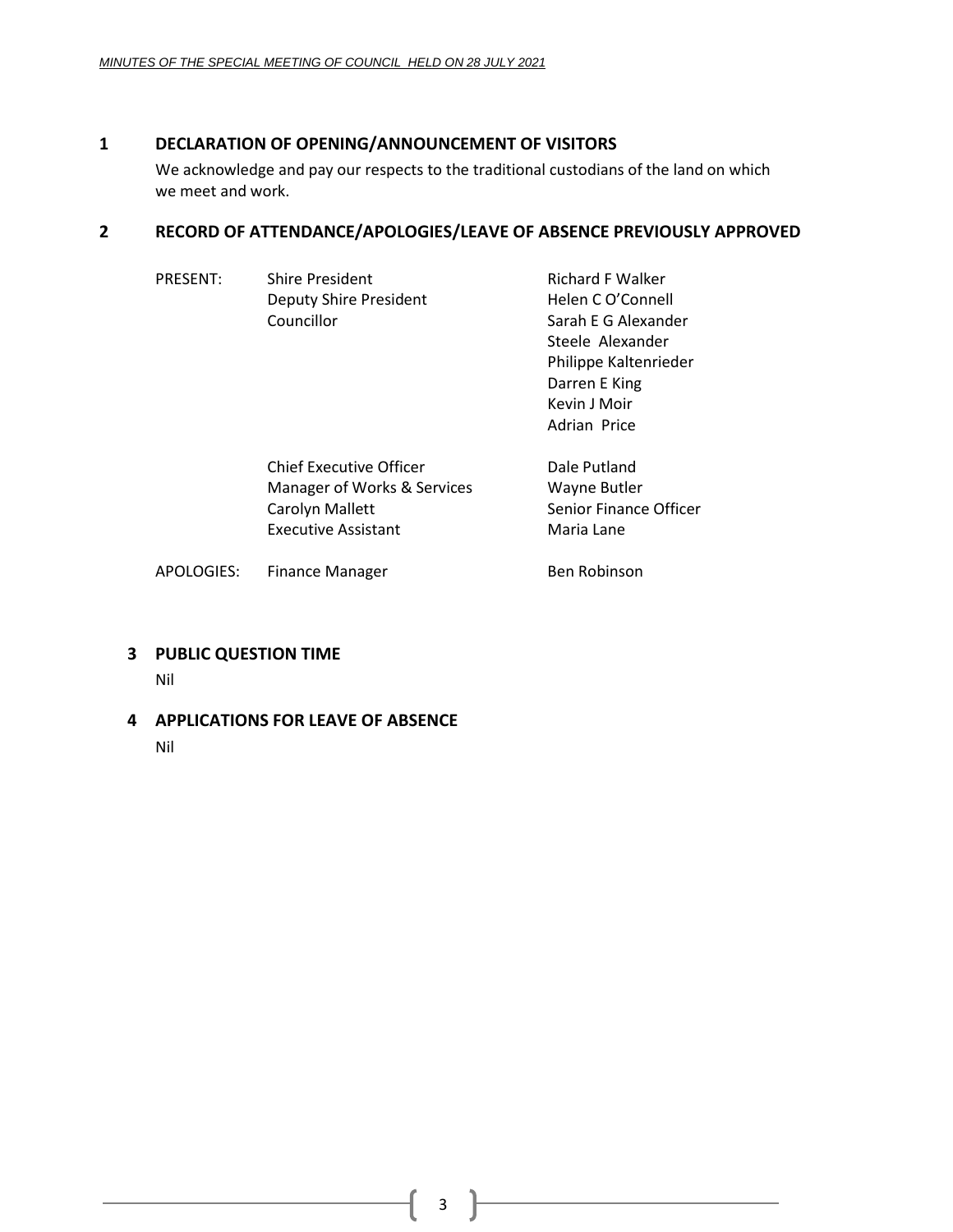## 1 DECLARATION OF OPENING/ANNOUNCEMENT OF VISITORS

We acknowledge and pay our respects to the traditional custodians of the land on which we meet and work.

## 2 RECORD OF ATTENDANCE/APOLOGIES/LEAVE OF ABSENCE PREVIOUSLY APPROVED

| | | |
|---|---|---|
| PRESENT: | Shire President | Richard F Walker |
| | Deputy Shire President | Helen C O'Connell |
| | Councillor | Sarah E G Alexander |
| | | Steele Alexander |
| | | Philippe Kaltenrieder |
| | | Darren E King |
| | | Kevin J Moir |
| | | Adrian Price |
| | Chief Executive Officer | Dale Putland |
| | Manager of Works & Services | Wayne Butler |
| | Carolyn Mallett | Senior Finance Officer |
| | Executive Assistant | Maria Lane |
| APOLOGIES: | Finance Manager | Ben Robinson |

## 3 PUBLIC QUESTION TIME

Nil

## 4 APPLICATIONS FOR LEAVE OF ABSENCE

Nil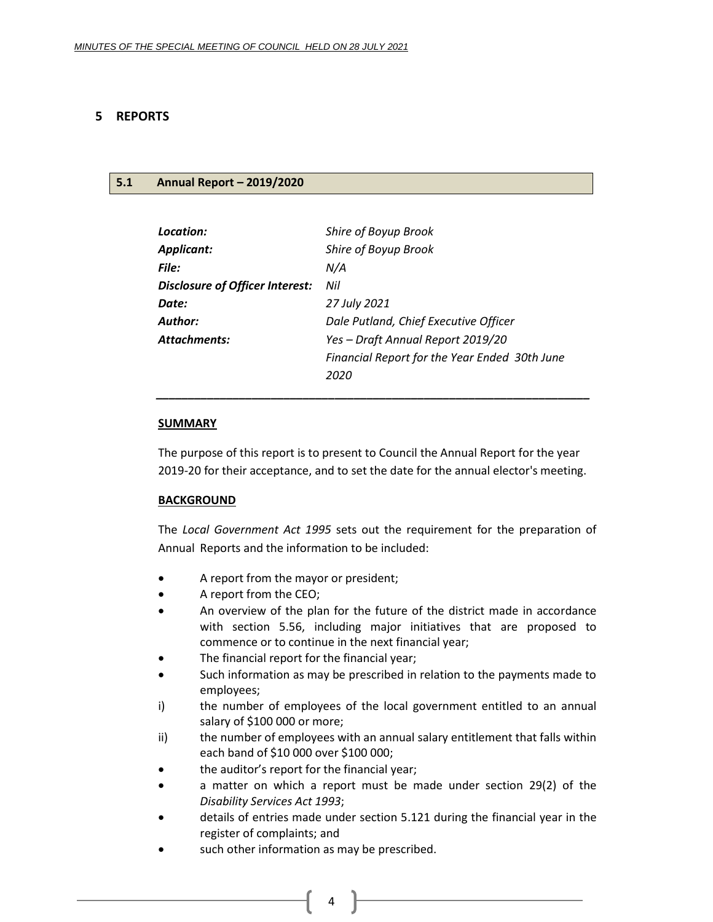# 5 REPORTS

## 5.1 Annual Report – 2019/2020

| | |
|---|---|
| ***Location:*** | *Shire of Boyup Brook* |
| ***Applicant:*** | *Shire of Boyup Brook* |
| ***File:*** | *N/A* |
| ***Disclosure of Officer Interest:*** | *Nil* |
| ***Date:*** | *27 July 2021* |
| ***Author:*** | *Dale Putland, Chief Executive Officer* |
| ***Attachments:*** | *Yes – Draft Annual Report 2019/20* <br> *Financial Report for the Year Ended 30th June 2020* |

---

**SUMMARY**

The purpose of this report is to present to Council the Annual Report for the year 2019-20 for their acceptance, and to set the date for the annual elector's meeting.

**BACKGROUND**

The *Local Government Act 1995* sets out the requirement for the preparation of Annual Reports and the information to be included:

- A report from the mayor or president;
- A report from the CEO;
- An overview of the plan for the future of the district made in accordance with section 5.56, including major initiatives that are proposed to commence or to continue in the next financial year;
- The financial report for the financial year;
- Such information as may be prescribed in relation to the payments made to employees;

i) the number of employees of the local government entitled to an annual salary of $100 000 or more;

ii) the number of employees with an annual salary entitlement that falls within each band of $10 000 over $100 000;

- the auditor's report for the financial year;
- a matter on which a report must be made under section 29(2) of the *Disability Services Act 1993*;
- details of entries made under section 5.121 during the financial year in the register of complaints; and
- such other information as may be prescribed.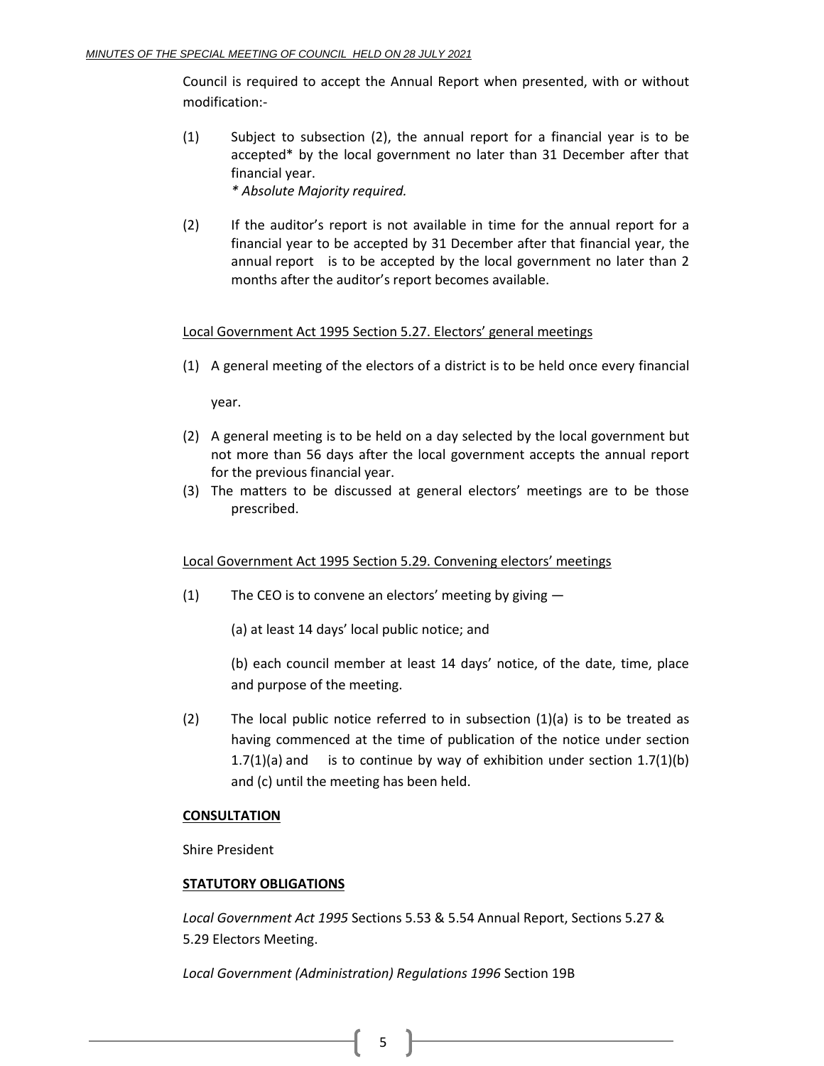Council is required to accept the Annual Report when presented, with or without modification:-

(1) Subject to subsection (2), the annual report for a financial year is to be accepted* by the local government no later than 31 December after that financial year.
*\* Absolute Majority required.*

(2) If the auditor's report is not available in time for the annual report for a financial year to be accepted by 31 December after that financial year, the annual report is to be accepted by the local government no later than 2 months after the auditor's report becomes available.

<u>Local Government Act 1995 Section 5.27. Electors' general meetings</u>

(1) A general meeting of the electors of a district is to be held once every financial year.

(2) A general meeting is to be held on a day selected by the local government but not more than 56 days after the local government accepts the annual report for the previous financial year.

(3) The matters to be discussed at general electors' meetings are to be those prescribed.

<u>Local Government Act 1995 Section 5.29. Convening electors' meetings</u>

(1) The CEO is to convene an electors' meeting by giving —

(a) at least 14 days' local public notice; and

(b) each council member at least 14 days' notice, of the date, time, place and purpose of the meeting.

(2) The local public notice referred to in subsection (1)(a) is to be treated as having commenced at the time of publication of the notice under section 1.7(1)(a) and is to continue by way of exhibition under section 1.7(1)(b) and (c) until the meeting has been held.

**<u>CONSULTATION</u>**

Shire President

**<u>STATUTORY OBLIGATIONS</u>**

*Local Government Act 1995* Sections 5.53 & 5.54 Annual Report, Sections 5.27 & 5.29 Electors Meeting.

*Local Government (Administration) Regulations 1996* Section 19B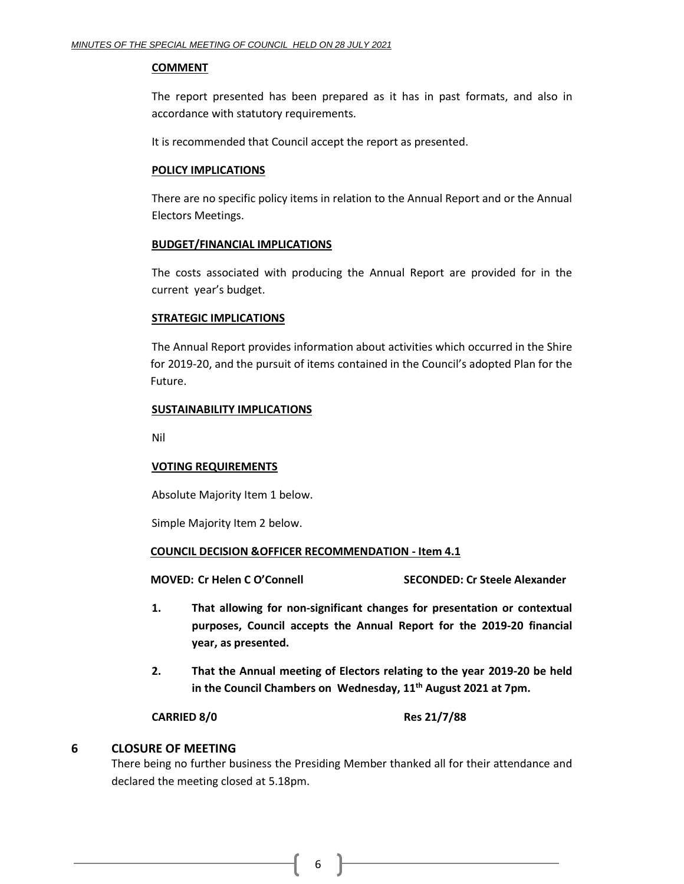**COMMENT**

The report presented has been prepared as it has in past formats, and also in accordance with statutory requirements.

It is recommended that Council accept the report as presented.

**POLICY IMPLICATIONS**

There are no specific policy items in relation to the Annual Report and or the Annual Electors Meetings.

**BUDGET/FINANCIAL IMPLICATIONS**

The costs associated with producing the Annual Report are provided for in the current year's budget.

**STRATEGIC IMPLICATIONS**

The Annual Report provides information about activities which occurred in the Shire for 2019-20, and the pursuit of items contained in the Council's adopted Plan for the Future.

**SUSTAINABILITY IMPLICATIONS**

Nil

**VOTING REQUIREMENTS**

Absolute Majority Item 1 below.

Simple Majority Item 2 below.

**COUNCIL DECISION &OFFICER RECOMMENDATION - Item 4.1**

**MOVED: Cr Helen C O'Connell** **SECONDED: Cr Steele Alexander**

1. **That allowing for non-significant changes for presentation or contextual purposes, Council accepts the Annual Report for the 2019-20 financial year, as presented.**

2. **That the Annual meeting of Electors relating to the year 2019-20 be held in the Council Chambers on Wednesday, 11th August 2021 at 7pm.**

**CARRIED 8/0** **Res 21/7/88**

## 6 CLOSURE OF MEETING

There being no further business the Presiding Member thanked all for their attendance and declared the meeting closed at 5.18pm.